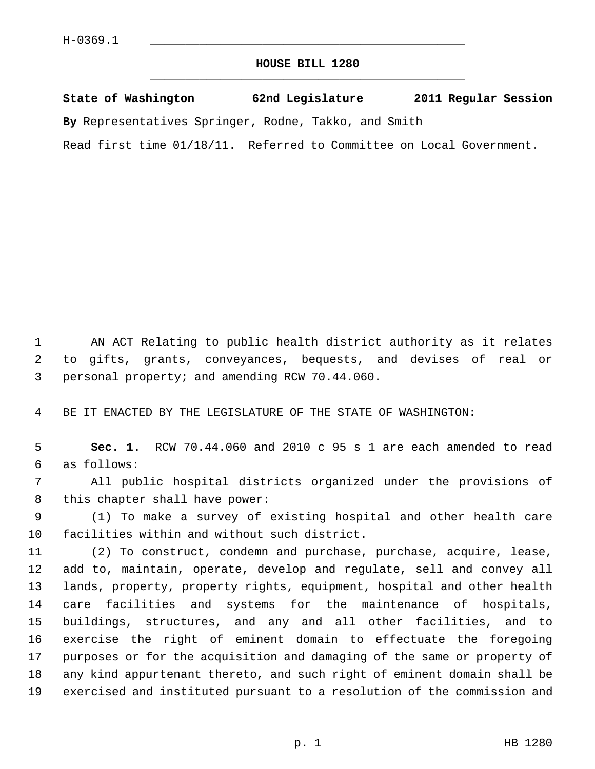H-0369.1

# HOUSE BILL 1280

**State of Washington 62nd Legislature 2011 Regular Session**

**By** Representatives Springer, Rodne, Takko, and Smith

Read first time 01/18/11. Referred to Committee on Local Government.

AN ACT Relating to public health district authority as it relates to gifts, grants, conveyances, bequests, and devises of real or personal property; and amending RCW 70.44.060.

BE IT ENACTED BY THE LEGISLATURE OF THE STATE OF WASHINGTON:

**Sec. 1.** RCW 70.44.060 and 2010 c 95 s 1 are each amended to read as follows:

All public hospital districts organized under the provisions of this chapter shall have power:

(1) To make a survey of existing hospital and other health care facilities within and without such district.

(2) To construct, condemn and purchase, purchase, acquire, lease, add to, maintain, operate, develop and regulate, sell and convey all lands, property, property rights, equipment, hospital and other health care facilities and systems for the maintenance of hospitals, buildings, structures, and any and all other facilities, and to exercise the right of eminent domain to effectuate the foregoing purposes or for the acquisition and damaging of the same or property of any kind appurtenant thereto, and such right of eminent domain shall be exercised and instituted pursuant to a resolution of the commission and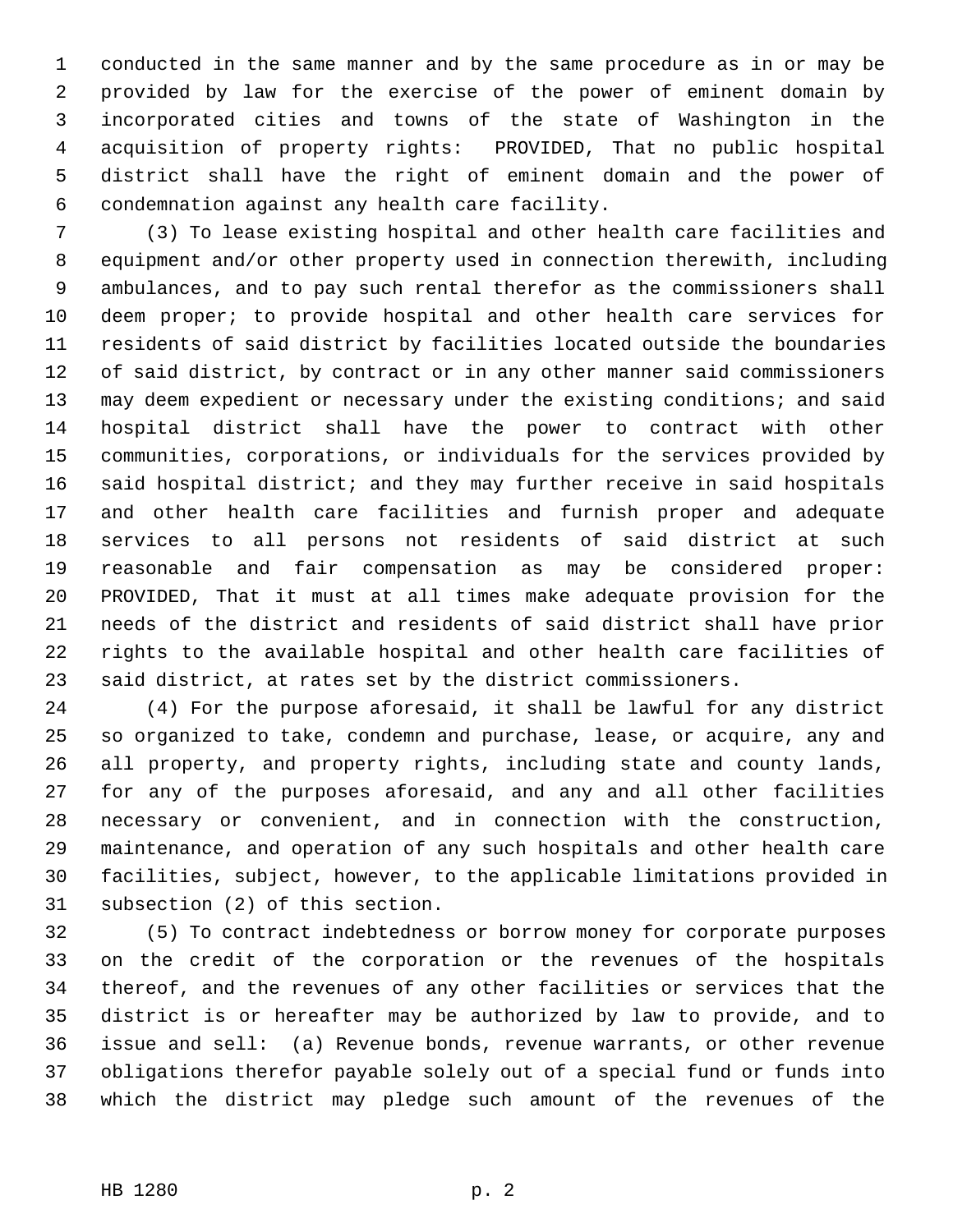conducted in the same manner and by the same procedure as in or may be provided by law for the exercise of the power of eminent domain by incorporated cities and towns of the state of Washington in the acquisition of property rights: PROVIDED, That no public hospital district shall have the right of eminent domain and the power of condemnation against any health care facility.

(3) To lease existing hospital and other health care facilities and equipment and/or other property used in connection therewith, including ambulances, and to pay such rental therefor as the commissioners shall deem proper; to provide hospital and other health care services for residents of said district by facilities located outside the boundaries of said district, by contract or in any other manner said commissioners may deem expedient or necessary under the existing conditions; and said hospital district shall have the power to contract with other communities, corporations, or individuals for the services provided by said hospital district; and they may further receive in said hospitals and other health care facilities and furnish proper and adequate services to all persons not residents of said district at such reasonable and fair compensation as may be considered proper: PROVIDED, That it must at all times make adequate provision for the needs of the district and residents of said district shall have prior rights to the available hospital and other health care facilities of said district, at rates set by the district commissioners.

(4) For the purpose aforesaid, it shall be lawful for any district so organized to take, condemn and purchase, lease, or acquire, any and all property, and property rights, including state and county lands, for any of the purposes aforesaid, and any and all other facilities necessary or convenient, and in connection with the construction, maintenance, and operation of any such hospitals and other health care facilities, subject, however, to the applicable limitations provided in subsection (2) of this section.

(5) To contract indebtedness or borrow money for corporate purposes on the credit of the corporation or the revenues of the hospitals thereof, and the revenues of any other facilities or services that the district is or hereafter may be authorized by law to provide, and to issue and sell: (a) Revenue bonds, revenue warrants, or other revenue obligations therefor payable solely out of a special fund or funds into which the district may pledge such amount of the revenues of the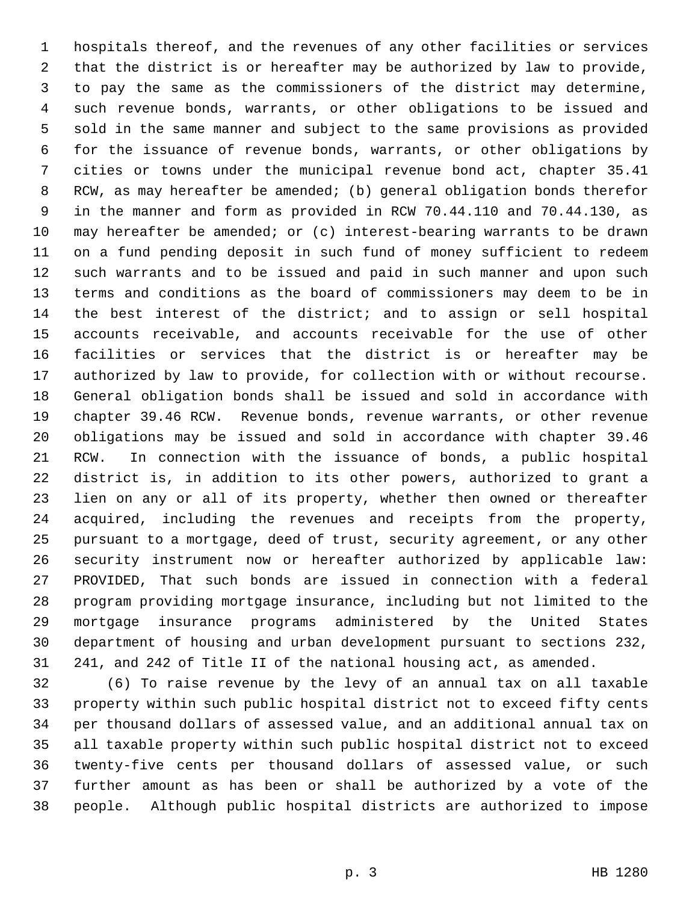hospitals thereof, and the revenues of any other facilities or services that the district is or hereafter may be authorized by law to provide, to pay the same as the commissioners of the district may determine, such revenue bonds, warrants, or other obligations to be issued and sold in the same manner and subject to the same provisions as provided for the issuance of revenue bonds, warrants, or other obligations by cities or towns under the municipal revenue bond act, chapter 35.41 RCW, as may hereafter be amended; (b) general obligation bonds therefor in the manner and form as provided in RCW 70.44.110 and 70.44.130, as may hereafter be amended; or (c) interest-bearing warrants to be drawn on a fund pending deposit in such fund of money sufficient to redeem such warrants and to be issued and paid in such manner and upon such terms and conditions as the board of commissioners may deem to be in the best interest of the district; and to assign or sell hospital accounts receivable, and accounts receivable for the use of other facilities or services that the district is or hereafter may be authorized by law to provide, for collection with or without recourse. General obligation bonds shall be issued and sold in accordance with chapter 39.46 RCW. Revenue bonds, revenue warrants, or other revenue obligations may be issued and sold in accordance with chapter 39.46 RCW. In connection with the issuance of bonds, a public hospital district is, in addition to its other powers, authorized to grant a lien on any or all of its property, whether then owned or thereafter acquired, including the revenues and receipts from the property, pursuant to a mortgage, deed of trust, security agreement, or any other security instrument now or hereafter authorized by applicable law: PROVIDED, That such bonds are issued in connection with a federal program providing mortgage insurance, including but not limited to the mortgage insurance programs administered by the United States department of housing and urban development pursuant to sections 232, 241, and 242 of Title II of the national housing act, as amended.

(6) To raise revenue by the levy of an annual tax on all taxable property within such public hospital district not to exceed fifty cents per thousand dollars of assessed value, and an additional annual tax on all taxable property within such public hospital district not to exceed twenty-five cents per thousand dollars of assessed value, or such further amount as has been or shall be authorized by a vote of the people. Although public hospital districts are authorized to impose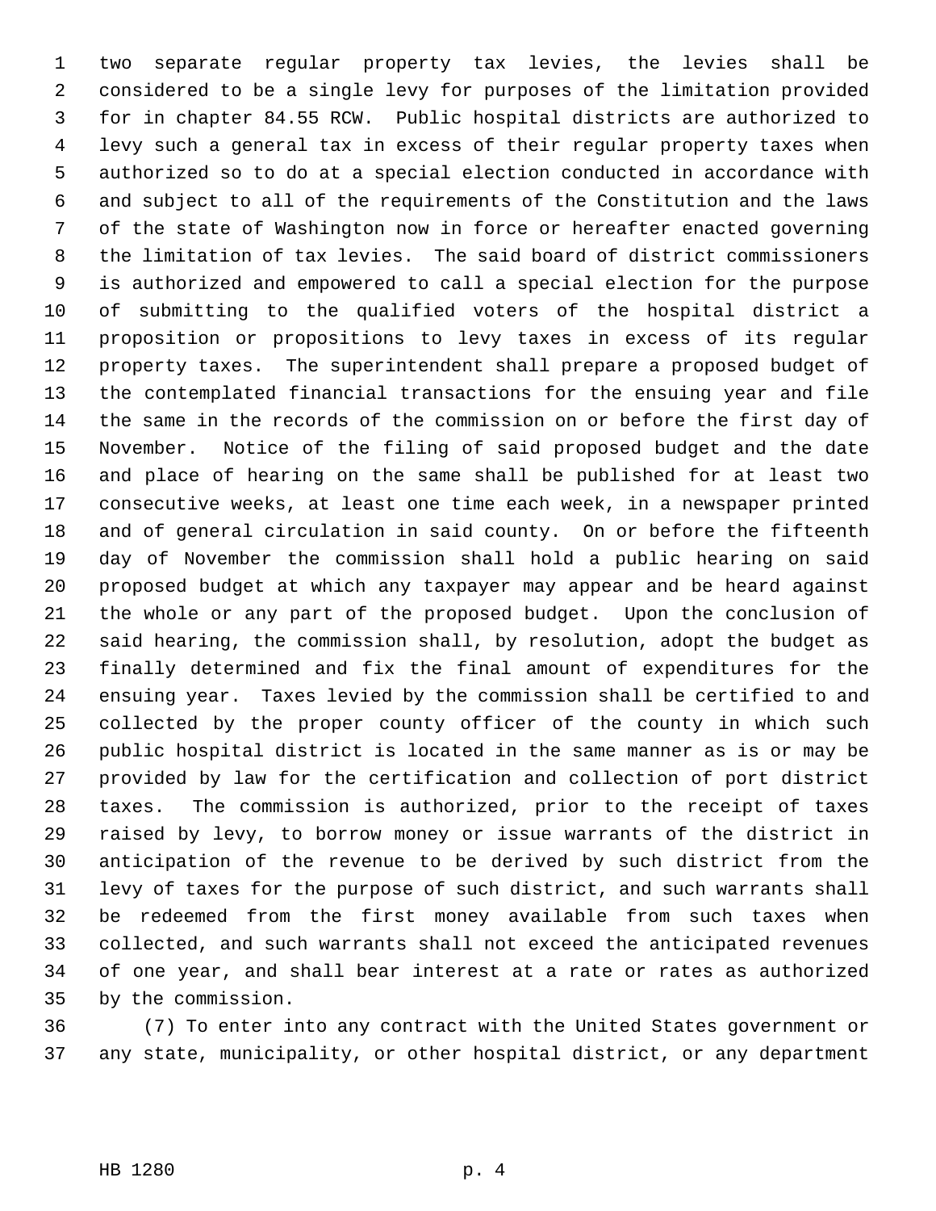two separate regular property tax levies, the levies shall be considered to be a single levy for purposes of the limitation provided for in chapter 84.55 RCW. Public hospital districts are authorized to levy such a general tax in excess of their regular property taxes when authorized so to do at a special election conducted in accordance with and subject to all of the requirements of the Constitution and the laws of the state of Washington now in force or hereafter enacted governing the limitation of tax levies. The said board of district commissioners is authorized and empowered to call a special election for the purpose of submitting to the qualified voters of the hospital district a proposition or propositions to levy taxes in excess of its regular property taxes. The superintendent shall prepare a proposed budget of the contemplated financial transactions for the ensuing year and file the same in the records of the commission on or before the first day of November. Notice of the filing of said proposed budget and the date and place of hearing on the same shall be published for at least two consecutive weeks, at least one time each week, in a newspaper printed and of general circulation in said county. On or before the fifteenth day of November the commission shall hold a public hearing on said proposed budget at which any taxpayer may appear and be heard against the whole or any part of the proposed budget. Upon the conclusion of said hearing, the commission shall, by resolution, adopt the budget as finally determined and fix the final amount of expenditures for the ensuing year. Taxes levied by the commission shall be certified to and collected by the proper county officer of the county in which such public hospital district is located in the same manner as is or may be provided by law for the certification and collection of port district taxes. The commission is authorized, prior to the receipt of taxes raised by levy, to borrow money or issue warrants of the district in anticipation of the revenue to be derived by such district from the levy of taxes for the purpose of such district, and such warrants shall be redeemed from the first money available from such taxes when collected, and such warrants shall not exceed the anticipated revenues of one year, and shall bear interest at a rate or rates as authorized by the commission.

(7) To enter into any contract with the United States government or any state, municipality, or other hospital district, or any department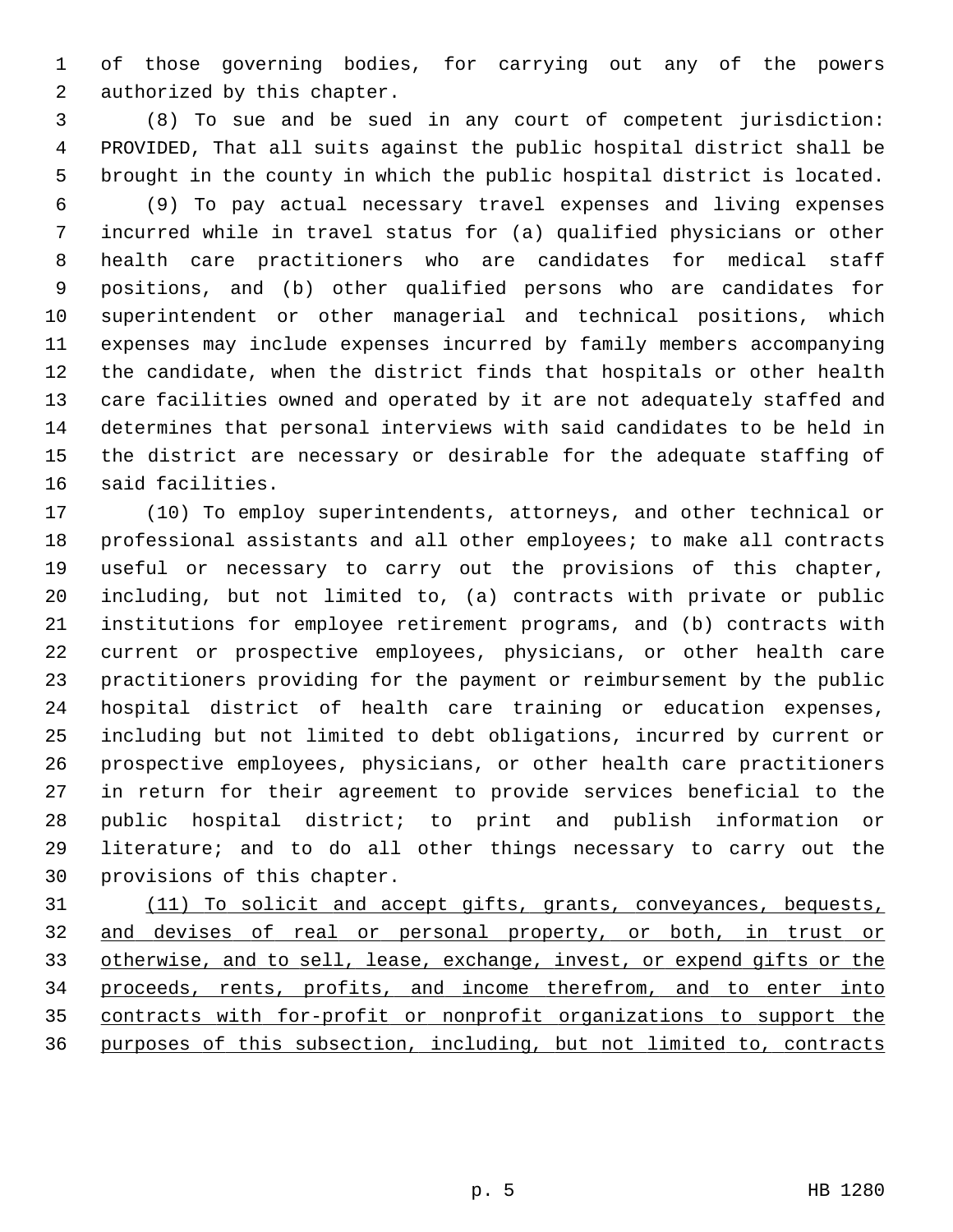of those governing bodies, for carrying out any of the powers authorized by this chapter.

(8) To sue and be sued in any court of competent jurisdiction: PROVIDED, That all suits against the public hospital district shall be brought in the county in which the public hospital district is located.

(9) To pay actual necessary travel expenses and living expenses incurred while in travel status for (a) qualified physicians or other health care practitioners who are candidates for medical staff positions, and (b) other qualified persons who are candidates for superintendent or other managerial and technical positions, which expenses may include expenses incurred by family members accompanying the candidate, when the district finds that hospitals or other health care facilities owned and operated by it are not adequately staffed and determines that personal interviews with said candidates to be held in the district are necessary or desirable for the adequate staffing of said facilities.

(10) To employ superintendents, attorneys, and other technical or professional assistants and all other employees; to make all contracts useful or necessary to carry out the provisions of this chapter, including, but not limited to, (a) contracts with private or public institutions for employee retirement programs, and (b) contracts with current or prospective employees, physicians, or other health care practitioners providing for the payment or reimbursement by the public hospital district of health care training or education expenses, including but not limited to debt obligations, incurred by current or prospective employees, physicians, or other health care practitioners in return for their agreement to provide services beneficial to the public hospital district; to print and publish information or literature; and to do all other things necessary to carry out the provisions of this chapter.

<u>(11) To solicit and accept gifts, grants, conveyances, bequests, and devises of real or personal property, or both, in trust or otherwise, and to sell, lease, exchange, invest, or expend gifts or the proceeds, rents, profits, and income therefrom, and to enter into contracts with for-profit or nonprofit organizations to support the purposes of this subsection, including, but not limited to, contracts</u>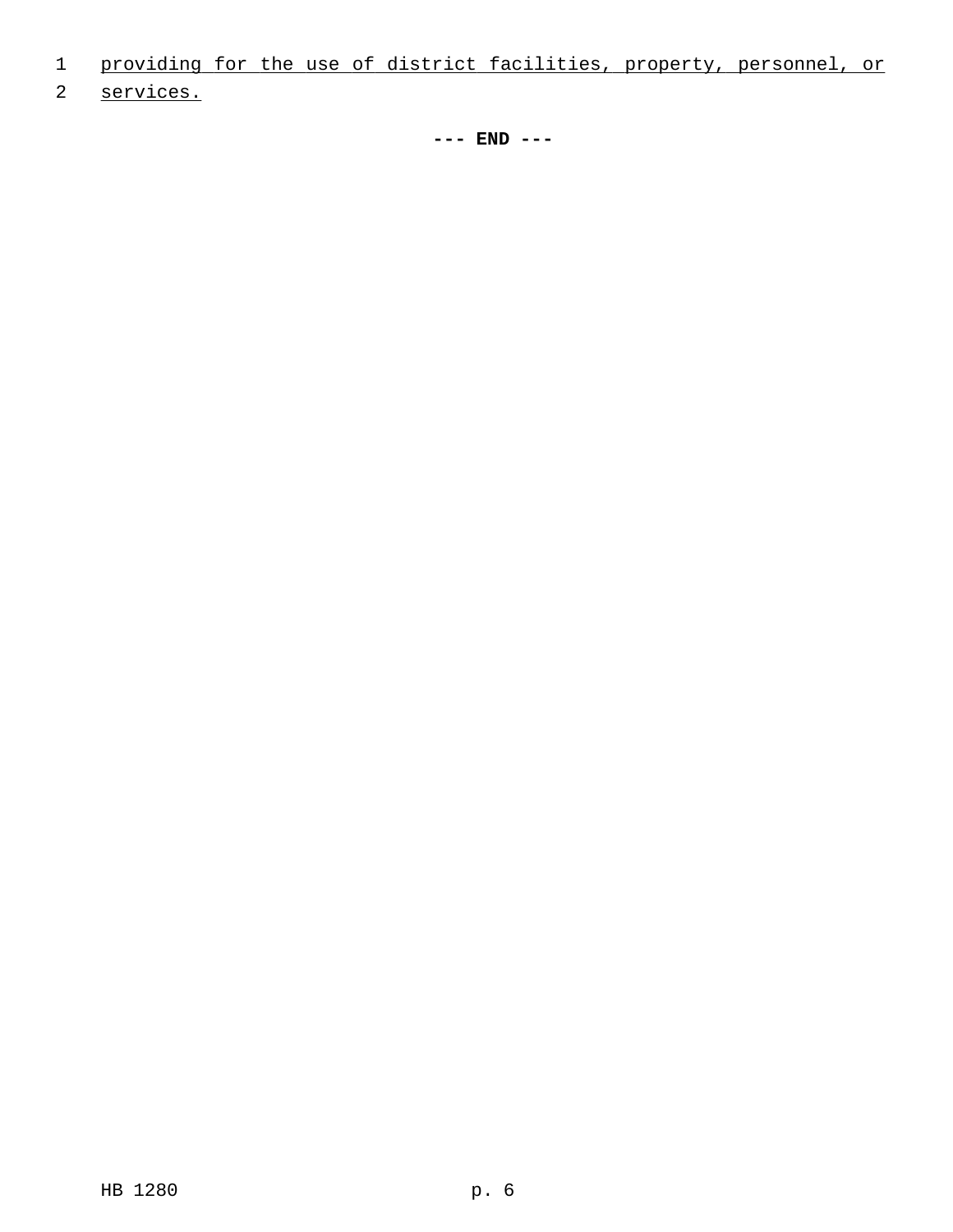providing for the use of district facilities, property, personnel, or services.

**--- END ---**